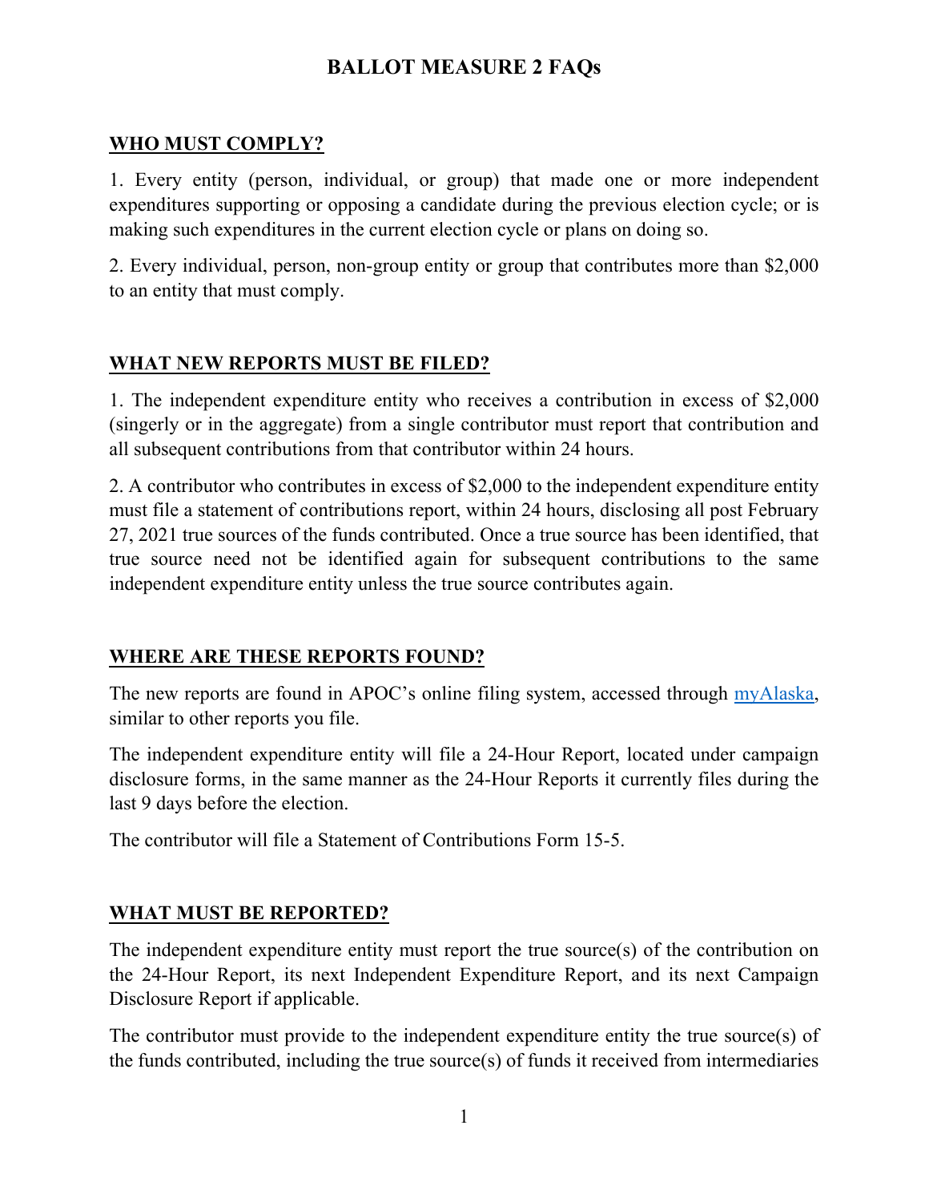# BALLOT MEASURE 2 FAQs

## WHO MUST COMPLY?

1. Every entity (person, individual, or group) that made one or more independent expenditures supporting or opposing a candidate during the previous election cycle; or is making such expenditures in the current election cycle or plans on doing so.

2. Every individual, person, non-group entity or group that contributes more than $2,000 to an entity that must comply.

## WHAT NEW REPORTS MUST BE FILED?

1. The independent expenditure entity who receives a contribution in excess of $2,000 (singerly or in the aggregate) from a single contributor must report that contribution and all subsequent contributions from that contributor within 24 hours.

2. A contributor who contributes in excess of $2,000 to the independent expenditure entity must file a statement of contributions report, within 24 hours, disclosing all post February 27, 2021 true sources of the funds contributed. Once a true source has been identified, that true source need not be identified again for subsequent contributions to the same independent expenditure entity unless the true source contributes again.

## WHERE ARE THESE REPORTS FOUND?

The new reports are found in APOC's online filing system, accessed through [myAlaska](), similar to other reports you file.

The independent expenditure entity will file a 24-Hour Report, located under campaign disclosure forms, in the same manner as the 24-Hour Reports it currently files during the last 9 days before the election.

The contributor will file a Statement of Contributions Form 15-5.

## WHAT MUST BE REPORTED?

The independent expenditure entity must report the true source(s) of the contribution on the 24-Hour Report, its next Independent Expenditure Report, and its next Campaign Disclosure Report if applicable.

The contributor must provide to the independent expenditure entity the true source(s) of the funds contributed, including the true source(s) of funds it received from intermediaries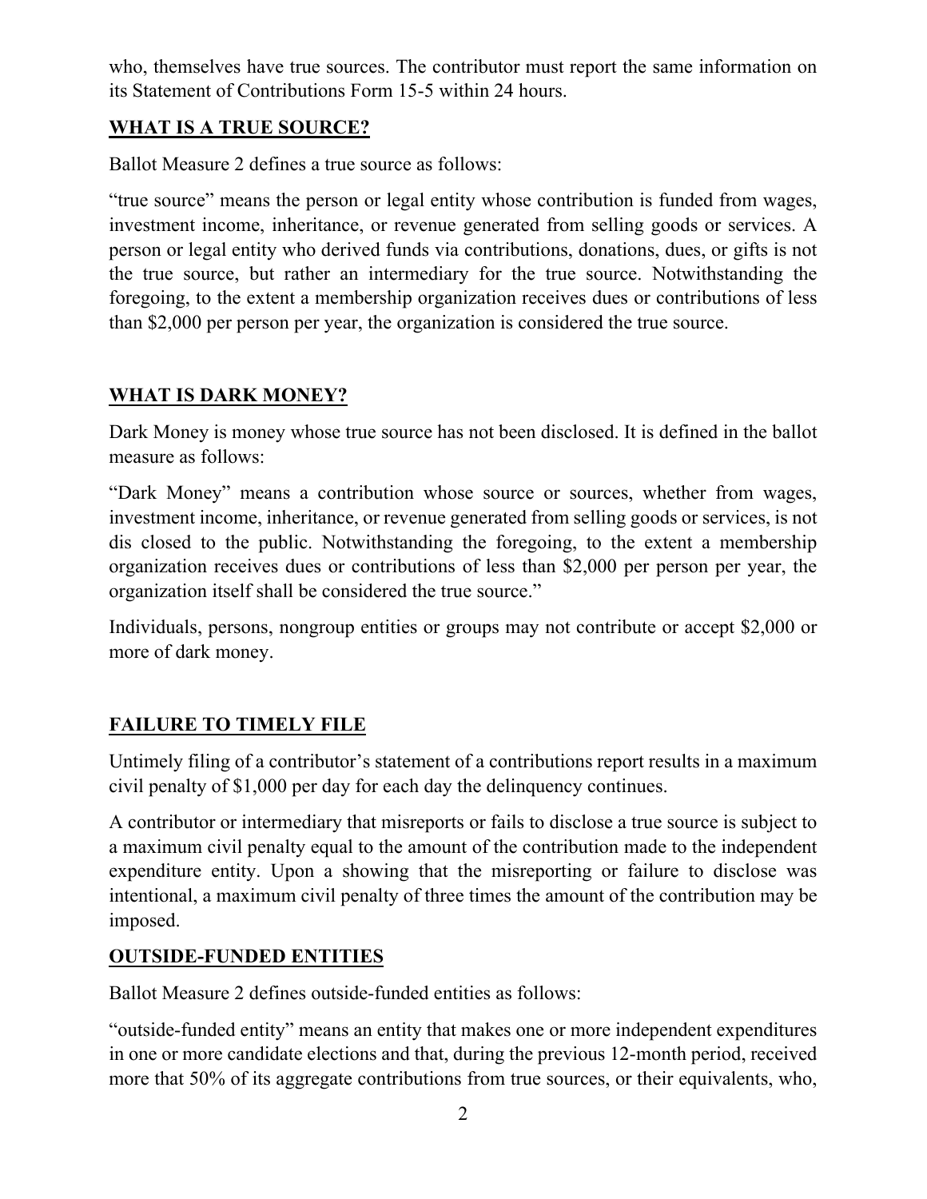who, themselves have true sources. The contributor must report the same information on its Statement of Contributions Form 15-5 within 24 hours.

## WHAT IS A TRUE SOURCE?

Ballot Measure 2 defines a true source as follows:

"true source" means the person or legal entity whose contribution is funded from wages, investment income, inheritance, or revenue generated from selling goods or services. A person or legal entity who derived funds via contributions, donations, dues, or gifts is not the true source, but rather an intermediary for the true source. Notwithstanding the foregoing, to the extent a membership organization receives dues or contributions of less than $2,000 per person per year, the organization is considered the true source.

## WHAT IS DARK MONEY?

Dark Money is money whose true source has not been disclosed. It is defined in the ballot measure as follows:

"Dark Money" means a contribution whose source or sources, whether from wages, investment income, inheritance, or revenue generated from selling goods or services, is not dis closed to the public. Notwithstanding the foregoing, to the extent a membership organization receives dues or contributions of less than $2,000 per person per year, the organization itself shall be considered the true source."

Individuals, persons, nongroup entities or groups may not contribute or accept $2,000 or more of dark money.

## FAILURE TO TIMELY FILE

Untimely filing of a contributor's statement of a contributions report results in a maximum civil penalty of $1,000 per day for each day the delinquency continues.

A contributor or intermediary that misreports or fails to disclose a true source is subject to a maximum civil penalty equal to the amount of the contribution made to the independent expenditure entity. Upon a showing that the misreporting or failure to disclose was intentional, a maximum civil penalty of three times the amount of the contribution may be imposed.

## OUTSIDE-FUNDED ENTITIES

Ballot Measure 2 defines outside-funded entities as follows:

"outside-funded entity" means an entity that makes one or more independent expenditures in one or more candidate elections and that, during the previous 12-month period, received more that 50% of its aggregate contributions from true sources, or their equivalents, who,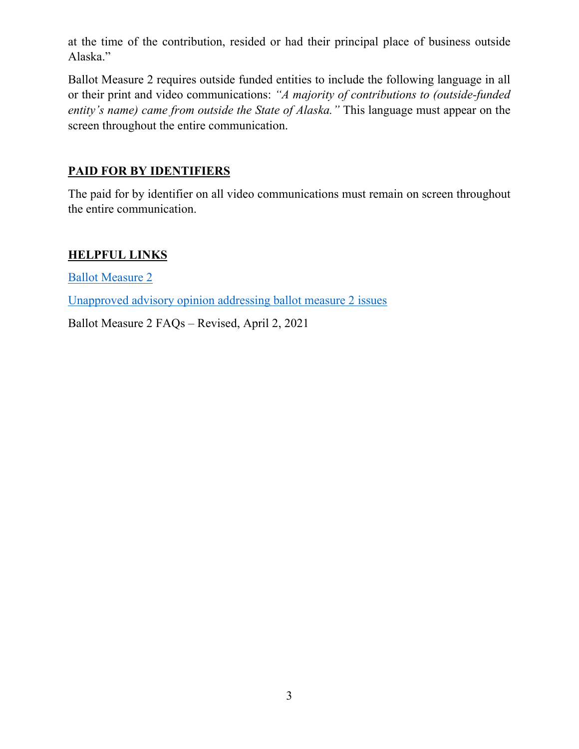at the time of the contribution, resided or had their principal place of business outside Alaska."

Ballot Measure 2 requires outside funded entities to include the following language in all or their print and video communications: *"A majority of contributions to (outside-funded entity's name) came from outside the State of Alaska."* This language must appear on the screen throughout the entire communication.

## PAID FOR BY IDENTIFIERS

The paid for by identifier on all video communications must remain on screen throughout the entire communication.

## HELPFUL LINKS

Ballot Measure 2

Unapproved advisory opinion addressing ballot measure 2 issues

Ballot Measure 2 FAQs – Revised, April 2, 2021